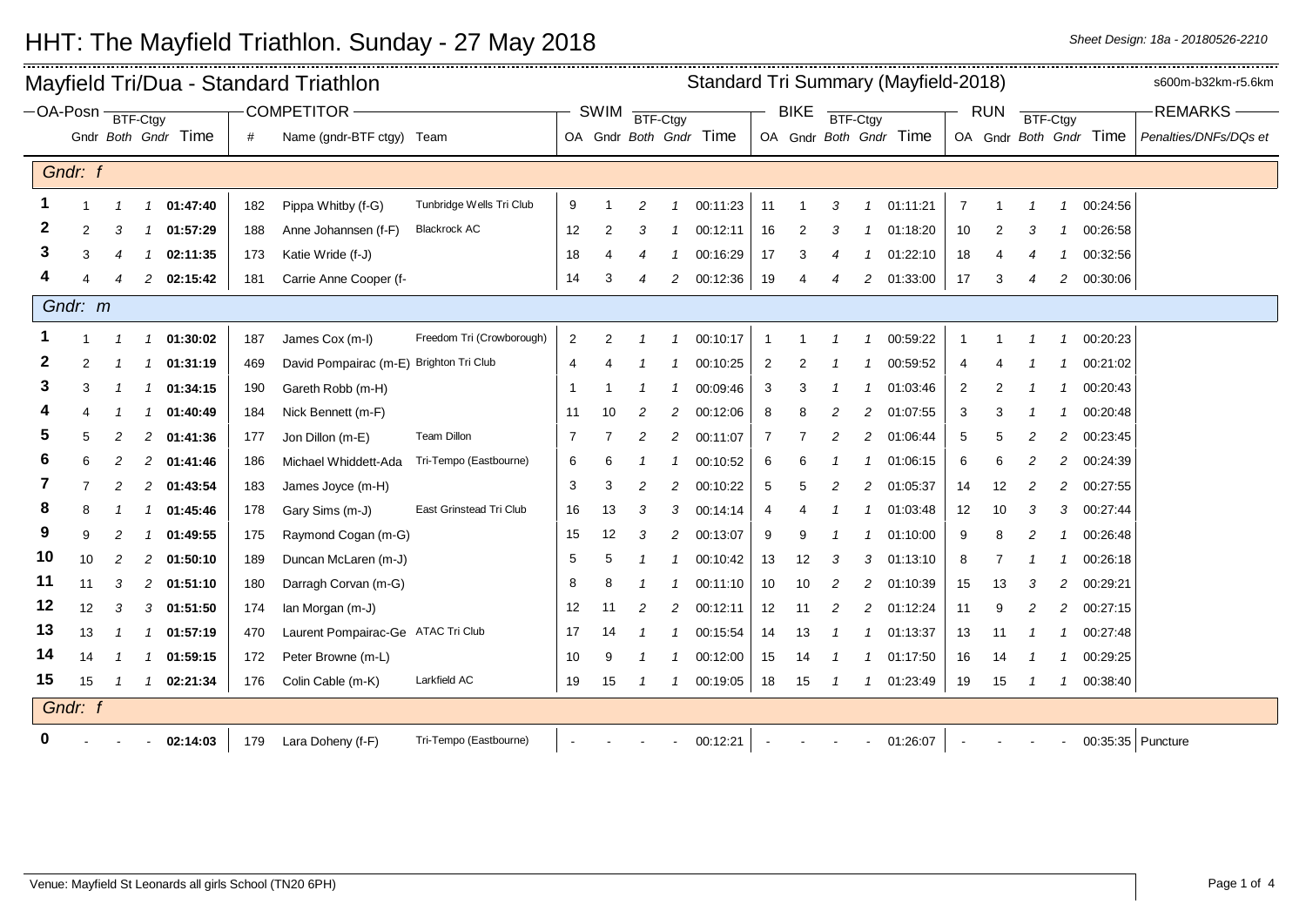# HHT: The Mayfield Triathlon. Sunday - 27 May 2018

*Sheet Design: 18a - 20180526-2210*

## Mayfield Tri/Dua - Standard Triathlon

**Standard Tri Summary (Mayfield-2018)** s600m-b32km-r5.6km

| OA-Posn | Gndr | BTF-Ctgy Both | BTF-Ctgy Gndr | Time | # | Name (gndr-BTF ctgy) | Team | SWIM OA | SWIM Gndr | SWIM BTF-Ctgy Both | SWIM BTF-Ctgy Gndr | SWIM Time | BIKE OA | BIKE Gndr | BIKE BTF-Ctgy Both | BIKE BTF-Ctgy Gndr | BIKE Time | RUN OA | RUN Gndr | RUN BTF-Ctgy Both | RUN BTF-Ctgy Gndr | RUN Time | REMARKS Penalties/DNFs/DQs et |
|---|---|---|---|---|---|---|---|---|---|---|---|---|---|---|---|---|---|---|---|---|---|---|---|
| **Gndr: f** | | | | | | | | | | | | | | | | | | | | | | | |
| **1** | 1 | 1 | 1 | **01:47:40** | 182 | Pippa Whitby (f-G) | Tunbridge Wells Tri Club | 9 | 1 | 2 | 1 | 00:11:23 | 11 | 1 | 3 | 1 | 01:11:21 | 7 | 1 | 1 | 1 | 00:24:56 | |
| **2** | 2 | 3 | 1 | **01:57:29** | 188 | Anne Johannsen (f-F) | Blackrock AC | 12 | 2 | 3 | 1 | 00:12:11 | 16 | 2 | 3 | 1 | 01:18:20 | 10 | 2 | 3 | 1 | 00:26:58 | |
| **3** | 3 | 4 | 1 | **02:11:35** | 173 | Katie Wride (f-J) | | 18 | 4 | 4 | 1 | 00:16:29 | 17 | 3 | 4 | 1 | 01:22:10 | 18 | 4 | 4 | 1 | 00:32:56 | |
| **4** | 4 | 4 | 2 | **02:15:42** | 181 | Carrie Anne Cooper (f- | | 14 | 3 | 4 | 2 | 00:12:36 | 19 | 4 | 4 | 2 | 01:33:00 | 17 | 3 | 4 | 2 | 00:30:06 | |
| **Gndr: m** | | | | | | | | | | | | | | | | | | | | | | | |
| **1** | 1 | 1 | 1 | **01:30:02** | 187 | James Cox (m-I) | Freedom Tri (Crowborough) | 2 | 2 | 1 | 1 | 00:10:17 | 1 | 1 | 1 | 1 | 00:59:22 | 1 | 1 | 1 | 1 | 00:20:23 | |
| **2** | 2 | 1 | 1 | **01:31:19** | 469 | David Pompairac (m-E) | Brighton Tri Club | 4 | 4 | 1 | 1 | 00:10:25 | 2 | 2 | 1 | 1 | 00:59:52 | 4 | 4 | 1 | 1 | 00:21:02 | |
| **3** | 3 | 1 | 1 | **01:34:15** | 190 | Gareth Robb (m-H) | | 1 | 1 | 1 | 1 | 00:09:46 | 3 | 3 | 1 | 1 | 01:03:46 | 2 | 2 | 1 | 1 | 00:20:43 | |
| **4** | 4 | 1 | 1 | **01:40:49** | 184 | Nick Bennett (m-F) | | 11 | 10 | 2 | 2 | 00:12:06 | 8 | 8 | 2 | 2 | 01:07:55 | 3 | 3 | 1 | 1 | 00:20:48 | |
| **5** | 5 | 2 | 2 | **01:41:36** | 177 | Jon Dillon (m-E) | Team Dillon | 7 | 7 | 2 | 2 | 00:11:07 | 7 | 7 | 2 | 2 | 01:06:44 | 5 | 5 | 2 | 2 | 00:23:45 | |
| **6** | 6 | 2 | 2 | **01:41:46** | 186 | Michael Whiddett-Ada | Tri-Tempo (Eastbourne) | 6 | 6 | 1 | 1 | 00:10:52 | 6 | 6 | 1 | 1 | 01:06:15 | 6 | 6 | 2 | 2 | 00:24:39 | |
| **7** | 7 | 2 | 2 | **01:43:54** | 183 | James Joyce (m-H) | | 3 | 3 | 2 | 2 | 00:10:22 | 5 | 5 | 2 | 2 | 01:05:37 | 14 | 12 | 2 | 2 | 00:27:55 | |
| **8** | 8 | 1 | 1 | **01:45:46** | 178 | Gary Sims (m-J) | East Grinstead Tri Club | 16 | 13 | 3 | 3 | 00:14:14 | 4 | 4 | 1 | 1 | 01:03:48 | 12 | 10 | 3 | 3 | 00:27:44 | |
| **9** | 9 | 2 | 1 | **01:49:55** | 175 | Raymond Cogan (m-G) | | 15 | 12 | 3 | 2 | 00:13:07 | 9 | 9 | 1 | 1 | 01:10:00 | 9 | 8 | 2 | 1 | 00:26:48 | |
| **10** | 10 | 2 | 2 | **01:50:10** | 189 | Duncan McLaren (m-J) | | 5 | 5 | 1 | 1 | 00:10:42 | 13 | 12 | 3 | 3 | 01:13:10 | 8 | 7 | 1 | 1 | 00:26:18 | |
| **11** | 11 | 3 | 2 | **01:51:10** | 180 | Darragh Corvan (m-G) | | 8 | 8 | 1 | 1 | 00:11:10 | 10 | 10 | 2 | 2 | 01:10:39 | 15 | 13 | 3 | 2 | 00:29:21 | |
| **12** | 12 | 3 | 3 | **01:51:50** | 174 | Ian Morgan (m-J) | | 12 | 11 | 2 | 2 | 00:12:11 | 12 | 11 | 2 | 2 | 01:12:24 | 11 | 9 | 2 | 2 | 00:27:15 | |
| **13** | 13 | 1 | 1 | **01:57:19** | 470 | Laurent Pompairac-Ge | ATAC Tri Club | 17 | 14 | 1 | 1 | 00:15:54 | 14 | 13 | 1 | 1 | 01:13:37 | 13 | 11 | 1 | 1 | 00:27:48 | |
| **14** | 14 | 1 | 1 | **01:59:15** | 172 | Peter Browne (m-L) | | 10 | 9 | 1 | 1 | 00:12:00 | 15 | 14 | 1 | 1 | 01:17:50 | 16 | 14 | 1 | 1 | 00:29:25 | |
| **15** | 15 | 1 | 1 | **02:21:34** | 176 | Colin Cable (m-K) | Larkfield AC | 19 | 15 | 1 | 1 | 00:19:05 | 18 | 15 | 1 | 1 | 01:23:49 | 19 | 15 | 1 | 1 | 00:38:40 | |
| **Gndr: f** | | | | | | | | | | | | | | | | | | | | | | | |
| **0** | - | - | - | **02:14:03** | 179 | Lara Doheny (f-F) | Tri-Tempo (Eastbourne) | - | - | - | - | 00:12:21 | - | - | - | - | 01:26:07 | - | - | - | - | 00:35:35 | Puncture |

Venue: Mayfield St Leonards all girls School (TN20 6PH)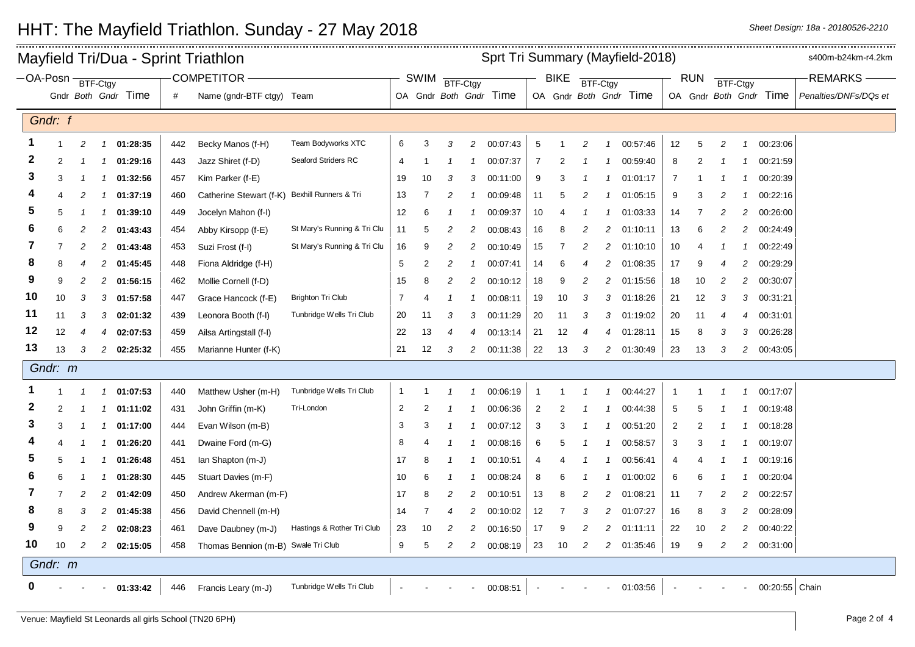# HHT: The Mayfield Triathlon. Sunday - 27 May 2018

Sheet Design: 18a - 20180526-2210

## Mayfield Tri/Dua - Sprint Triathlon

Sprt Tri Summary (Mayfield-2018) — s400m-b24km-r4.2km

| OA-Posn | Gndr | BTF-Ctgy Both | BTF-Ctgy Gndr | Time | # | Name (gndr-BTF ctgy) | Team | SWIM OA | SWIM Gndr | SWIM BTF-Ctgy Both | SWIM BTF-Ctgy Gndr | SWIM Time | BIKE OA | BIKE Gndr | BIKE BTF-Ctgy Both | BIKE BTF-Ctgy Gndr | BIKE Time | RUN OA | RUN Gndr | RUN BTF-Ctgy Both | RUN BTF-Ctgy Gndr | RUN Time | REMARKS Penalties/DNFs/DQs et |
|---|---|---|---|---|---|---|---|---|---|---|---|---|---|---|---|---|---|---|---|---|---|---|---|
| **Gndr: f** | | | | | | | | | | | | | | | | | | | | | | | |
| 1 | 1 | 2 | 1 | 01:28:35 | 442 | Becky Manos (f-H) | Team Bodyworks XTC | 6 | 3 | 3 | 2 | 00:07:43 | 5 | 1 | 2 | 1 | 00:57:46 | 12 | 5 | 2 | 1 | 00:23:06 | |
| 2 | 2 | 1 | 1 | 01:29:16 | 443 | Jazz Shiret (f-D) | Seaford Striders RC | 4 | 1 | 1 | 1 | 00:07:37 | 7 | 2 | 1 | 1 | 00:59:40 | 8 | 2 | 1 | 1 | 00:21:59 | |
| 3 | 3 | 1 | 1 | 01:32:56 | 457 | Kim Parker (f-E) | | 19 | 10 | 3 | 3 | 00:11:00 | 9 | 3 | 1 | 1 | 01:01:17 | 7 | 1 | 1 | 1 | 00:20:39 | |
| 4 | 4 | 2 | 1 | 01:37:19 | 460 | Catherine Stewart (f-K) | Bexhill Runners & Tri | 13 | 7 | 2 | 1 | 00:09:48 | 11 | 5 | 2 | 1 | 01:05:15 | 9 | 3 | 2 | 1 | 00:22:16 | |
| 5 | 5 | 1 | 1 | 01:39:10 | 449 | Jocelyn Mahon (f-I) | | 12 | 6 | 1 | 1 | 00:09:37 | 10 | 4 | 1 | 1 | 01:03:33 | 14 | 7 | 2 | 2 | 00:26:00 | |
| 6 | 6 | 2 | 2 | 01:43:43 | 454 | Abby Kirsopp (f-E) | St Mary's Running & Tri Clu | 11 | 5 | 2 | 2 | 00:08:43 | 16 | 8 | 2 | 2 | 01:10:11 | 13 | 6 | 2 | 2 | 00:24:49 | |
| 7 | 7 | 2 | 2 | 01:43:48 | 453 | Suzi Frost (f-I) | St Mary's Running & Tri Clu | 16 | 9 | 2 | 2 | 00:10:49 | 15 | 7 | 2 | 2 | 01:10:10 | 10 | 4 | 1 | 1 | 00:22:49 | |
| 8 | 8 | 4 | 2 | 01:45:45 | 448 | Fiona Aldridge (f-H) | | 5 | 2 | 2 | 1 | 00:07:41 | 14 | 6 | 4 | 2 | 01:08:35 | 17 | 9 | 4 | 2 | 00:29:29 | |
| 9 | 9 | 2 | 2 | 01:56:15 | 462 | Mollie Cornell (f-D) | | 15 | 8 | 2 | 2 | 00:10:12 | 18 | 9 | 2 | 2 | 01:15:56 | 18 | 10 | 2 | 2 | 00:30:07 | |
| 10 | 10 | 3 | 3 | 01:57:58 | 447 | Grace Hancock (f-E) | Brighton Tri Club | 7 | 4 | 1 | 1 | 00:08:11 | 19 | 10 | 3 | 3 | 01:18:26 | 21 | 12 | 3 | 3 | 00:31:21 | |
| 11 | 11 | 3 | 3 | 02:01:32 | 439 | Leonora Booth (f-I) | Tunbridge Wells Tri Club | 20 | 11 | 3 | 3 | 00:11:29 | 20 | 11 | 3 | 3 | 01:19:02 | 20 | 11 | 4 | 4 | 00:31:01 | |
| 12 | 12 | 4 | 4 | 02:07:53 | 459 | Ailsa Artingstall (f-I) | | 22 | 13 | 4 | 4 | 00:13:14 | 21 | 12 | 4 | 4 | 01:28:11 | 15 | 8 | 3 | 3 | 00:26:28 | |
| 13 | 13 | 3 | 2 | 02:25:32 | 455 | Marianne Hunter (f-K) | | 21 | 12 | 3 | 2 | 00:11:38 | 22 | 13 | 3 | 2 | 01:30:49 | 23 | 13 | 3 | 2 | 00:43:05 | |
| **Gndr: m** | | | | | | | | | | | | | | | | | | | | | | | |
| 1 | 1 | 1 | 1 | 01:07:53 | 440 | Matthew Usher (m-H) | Tunbridge Wells Tri Club | 1 | 1 | 1 | 1 | 00:06:19 | 1 | 1 | 1 | 1 | 00:44:27 | 1 | 1 | 1 | 1 | 00:17:07 | |
| 2 | 2 | 1 | 1 | 01:11:02 | 431 | John Griffin (m-K) | Tri-London | 2 | 2 | 1 | 1 | 00:06:36 | 2 | 2 | 1 | 1 | 00:44:38 | 5 | 5 | 1 | 1 | 00:19:48 | |
| 3 | 3 | 1 | 1 | 01:17:00 | 444 | Evan Wilson (m-B) | | 3 | 3 | 1 | 1 | 00:07:12 | 3 | 3 | 1 | 1 | 00:51:20 | 2 | 2 | 1 | 1 | 00:18:28 | |
| 4 | 4 | 1 | 1 | 01:26:20 | 441 | Dwaine Ford (m-G) | | 8 | 4 | 1 | 1 | 00:08:16 | 6 | 5 | 1 | 1 | 00:58:57 | 3 | 3 | 1 | 1 | 00:19:07 | |
| 5 | 5 | 1 | 1 | 01:26:48 | 451 | Ian Shapton (m-J) | | 17 | 8 | 1 | 1 | 00:10:51 | 4 | 4 | 1 | 1 | 00:56:41 | 4 | 4 | 1 | 1 | 00:19:16 | |
| 6 | 6 | 1 | 1 | 01:28:30 | 445 | Stuart Davies (m-F) | | 10 | 6 | 1 | 1 | 00:08:24 | 8 | 6 | 1 | 1 | 01:00:02 | 6 | 6 | 1 | 1 | 00:20:04 | |
| 7 | 7 | 2 | 2 | 01:42:09 | 450 | Andrew Akerman (m-F) | | 17 | 8 | 2 | 2 | 00:10:51 | 13 | 8 | 2 | 2 | 01:08:21 | 11 | 7 | 2 | 2 | 00:22:57 | |
| 8 | 8 | 3 | 2 | 01:45:38 | 456 | David Chennell (m-H) | | 14 | 7 | 4 | 2 | 00:10:02 | 12 | 7 | 3 | 2 | 01:07:27 | 16 | 8 | 3 | 2 | 00:28:09 | |
| 9 | 9 | 2 | 2 | 02:08:23 | 461 | Dave Daubney (m-J) | Hastings & Rother Tri Club | 23 | 10 | 2 | 2 | 00:16:50 | 17 | 9 | 2 | 2 | 01:11:11 | 22 | 10 | 2 | 2 | 00:40:22 | |
| 10 | 10 | 2 | 2 | 02:15:05 | 458 | Thomas Bennion (m-B) | Swale Tri Club | 9 | 5 | 2 | 2 | 00:08:19 | 23 | 10 | 2 | 2 | 01:35:46 | 19 | 9 | 2 | 2 | 00:31:00 | |
| **Gndr: m** | | | | | | | | | | | | | | | | | | | | | | | |
| 0 | - | - | - | 01:33:42 | 446 | Francis Leary (m-J) | Tunbridge Wells Tri Club | - | - | - | - | 00:08:51 | - | - | - | - | 01:03:56 | - | - | - | - | 00:20:55 | Chain |

Venue: Mayfield St Leonards all girls School (TN20 6PH)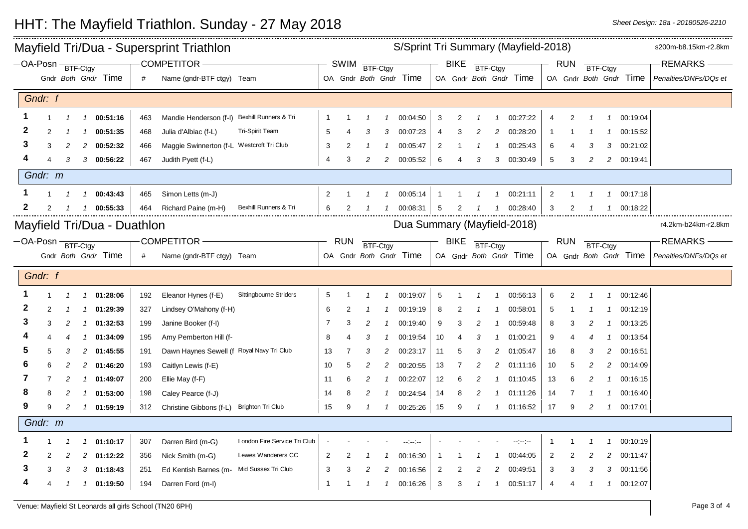# HHT: The Mayfield Triathlon. Sunday - 27 May 2018

*Sheet Design: 18a - 20180526-2210*

## Mayfield Tri/Dua - Supersprint Triathlon

**S/Sprint Tri Summary (Mayfield-2018)** — s200m-b8.15km-r2.8km

| OA-Posn | Gndr | BTF-Ctgy Both | BTF-Ctgy Gndr | Time | # | Name (gndr-BTF ctgy) | Team | SWIM OA | SWIM Gndr | SWIM BTF-Ctgy Both | SWIM BTF-Ctgy Gndr | SWIM Time | BIKE OA | BIKE Gndr | BIKE BTF-Ctgy Both | BIKE BTF-Ctgy Gndr | BIKE Time | RUN OA | RUN Gndr | RUN BTF-Ctgy Both | RUN BTF-Ctgy Gndr | RUN Time | REMARKS Penalties/DNFs/DQs et |
|---|---|---|---|---|---|---|---|---|---|---|---|---|---|---|---|---|---|---|---|---|---|---|---|
| **Gndr: f** | | | | | | | | | | | | | | | | | | | | | | | |
| 1 | 1 | 1 | 1 | **00:51:16** | 463 | Mandie Henderson (f-I) | Bexhill Runners & Tri | 1 | 1 | 1 | 1 | 00:04:50 | 3 | 2 | 1 | 1 | 00:27:22 | 4 | 2 | 1 | 1 | 00:19:04 | |
| 2 | 2 | 1 | 1 | **00:51:35** | 468 | Julia d'Albiac (f-L) | Tri-Spirit Team | 5 | 4 | 3 | 3 | 00:07:23 | 4 | 3 | 2 | 2 | 00:28:20 | 1 | 1 | 1 | 1 | 00:15:52 | |
| 3 | 3 | 2 | 2 | **00:52:32** | 466 | Maggie Swinnerton (f-L | Westcroft Tri Club | 3 | 2 | 1 | 1 | 00:05:47 | 2 | 1 | 1 | 1 | 00:25:43 | 6 | 4 | 3 | 3 | 00:21:02 | |
| 4 | 4 | 3 | 3 | **00:56:22** | 467 | Judith Pyett (f-L) | | 4 | 3 | 2 | 2 | 00:05:52 | 6 | 4 | 3 | 3 | 00:30:49 | 5 | 3 | 2 | 2 | 00:19:41 | |
| **Gndr: m** | | | | | | | | | | | | | | | | | | | | | | | |
| 1 | 1 | 1 | 1 | **00:43:43** | 465 | Simon Letts (m-J) | | 2 | 1 | 1 | 1 | 00:05:14 | 1 | 1 | 1 | 1 | 00:21:11 | 2 | 1 | 1 | 1 | 00:17:18 | |
| 2 | 2 | 1 | 1 | **00:55:33** | 464 | Richard Paine (m-H) | Bexhill Runners & Tri | 6 | 2 | 1 | 1 | 00:08:31 | 5 | 2 | 1 | 1 | 00:28:40 | 3 | 2 | 1 | 1 | 00:18:22 | |

## Mayfield Tri/Dua - Duathlon

**Dua Summary (Mayfield-2018)** — r4.2km-b24km-r2.8km

| OA-Posn | Gndr | BTF-Ctgy Both | BTF-Ctgy Gndr | Time | # | Name (gndr-BTF ctgy) | Team | RUN OA | RUN Gndr | RUN BTF-Ctgy Both | RUN BTF-Ctgy Gndr | RUN Time | BIKE OA | BIKE Gndr | BIKE BTF-Ctgy Both | BIKE BTF-Ctgy Gndr | BIKE Time | RUN OA | RUN Gndr | RUN BTF-Ctgy Both | RUN BTF-Ctgy Gndr | RUN Time | REMARKS Penalties/DNFs/DQs et |
|---|---|---|---|---|---|---|---|---|---|---|---|---|---|---|---|---|---|---|---|---|---|---|---|
| **Gndr: f** | | | | | | | | | | | | | | | | | | | | | | | |
| 1 | 1 | 1 | 1 | **01:28:06** | 192 | Eleanor Hynes (f-E) | Sittingbourne Striders | 5 | 1 | 1 | 1 | 00:19:07 | 5 | 1 | 1 | 1 | 00:56:13 | 6 | 2 | 1 | 1 | 00:12:46 | |
| 2 | 2 | 1 | 1 | **01:29:39** | 327 | Lindsey O'Mahony (f-H) | | 6 | 2 | 1 | 1 | 00:19:19 | 8 | 2 | 1 | 1 | 00:58:01 | 5 | 1 | 1 | 1 | 00:12:19 | |
| 3 | 3 | 2 | 1 | **01:32:53** | 199 | Janine Booker (f-I) | | 7 | 3 | 2 | 1 | 00:19:40 | 9 | 3 | 2 | 1 | 00:59:48 | 8 | 3 | 2 | 1 | 00:13:25 | |
| 4 | 4 | 4 | 1 | **01:34:09** | 195 | Amy Pemberton Hill (f- | | 8 | 4 | 3 | 1 | 00:19:54 | 10 | 4 | 3 | 1 | 01:00:21 | 9 | 4 | 4 | 1 | 00:13:54 | |
| 5 | 5 | 3 | 2 | **01:45:55** | 191 | Dawn Haynes Sewell (f | Royal Navy Tri Club | 13 | 7 | 3 | 2 | 00:23:17 | 11 | 5 | 3 | 2 | 01:05:47 | 16 | 8 | 3 | 2 | 00:16:51 | |
| 6 | 6 | 2 | 2 | **01:46:20** | 193 | Caitlyn Lewis (f-E) | | 10 | 5 | 2 | 2 | 00:20:55 | 13 | 7 | 2 | 2 | 01:11:16 | 10 | 5 | 2 | 2 | 00:14:09 | |
| 7 | 7 | 2 | 1 | **01:49:07** | 200 | Ellie May (f-F) | | 11 | 6 | 2 | 1 | 00:22:07 | 12 | 6 | 2 | 1 | 01:10:45 | 13 | 6 | 2 | 1 | 00:16:15 | |
| 8 | 8 | 2 | 1 | **01:53:00** | 198 | Caley Pearce (f-J) | | 14 | 8 | 2 | 1 | 00:24:54 | 14 | 8 | 2 | 1 | 01:11:26 | 14 | 7 | 1 | 1 | 00:16:40 | |
| 9 | 9 | 2 | 1 | **01:59:19** | 312 | Christine Gibbons (f-L) | Brighton Tri Club | 15 | 9 | 1 | 1 | 00:25:26 | 15 | 9 | 1 | 1 | 01:16:52 | 17 | 9 | 2 | 1 | 00:17:01 | |
| **Gndr: m** | | | | | | | | | | | | | | | | | | | | | | | |
| 1 | 1 | 1 | 1 | **01:10:17** | 307 | Darren Bird (m-G) | London Fire Service Tri Club | - | - | - | - | --:--:-- | - | - | - | - | --:--:-- | 1 | 1 | 1 | 1 | 00:10:19 | |
| 2 | 2 | 2 | 2 | **01:12:22** | 356 | Nick Smith (m-G) | Lewes Wanderers CC | 2 | 2 | 1 | 1 | 00:16:30 | 1 | 1 | 1 | 1 | 00:44:05 | 2 | 2 | 2 | 2 | 00:11:47 | |
| 3 | 3 | 3 | 3 | **01:18:43** | 251 | Ed Kentish Barnes (m- | Mid Sussex Tri Club | 3 | 3 | 2 | 2 | 00:16:56 | 2 | 2 | 2 | 2 | 00:49:51 | 3 | 3 | 3 | 3 | 00:11:56 | |
| 4 | 4 | 1 | 1 | **01:19:50** | 194 | Darren Ford (m-I) | | 1 | 1 | 1 | 1 | 00:16:26 | 3 | 3 | 1 | 1 | 00:51:17 | 4 | 4 | 1 | 1 | 00:12:07 | |

Venue: Mayfield St Leonards all girls School (TN20 6PH)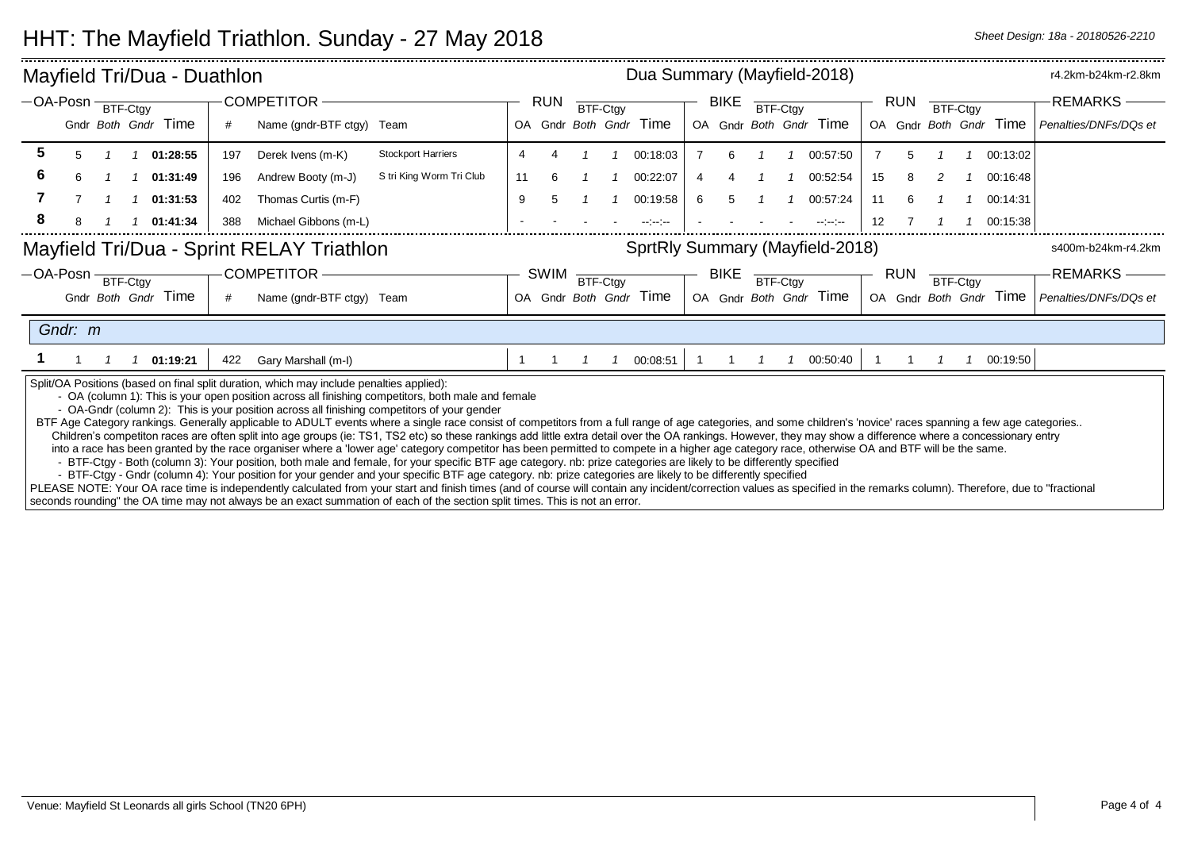# HHT: The Mayfield Triathlon. Sunday - 27 May 2018

Sheet Design: 18a - 20180526-2210

## Mayfield Tri/Dua - Duathlon

Dua Summary (Mayfield-2018) r4.2km-b24km-r2.8km

| OA-Posn | Gndr | BTF-Ctgy Both | BTF-Ctgy Gndr | Time | # | Name (gndr-BTF ctgy) | Team | RUN OA | RUN Gndr | RUN BTF-Ctgy Both | RUN BTF-Ctgy Gndr | RUN Time | BIKE OA | BIKE Gndr | BIKE BTF-Ctgy Both | BIKE BTF-Ctgy Gndr | BIKE Time | RUN OA | RUN Gndr | RUN BTF-Ctgy Both | RUN BTF-Ctgy Gndr | RUN Time | REMARKS Penalties/DNFs/DQs et |
|---|---|---|---|---|---|---|---|---|---|---|---|---|---|---|---|---|---|---|---|---|---|---|---|
| 5 | 5 | 1 | 1 | 01:28:55 | 197 | Derek Ivens (m-K) | Stockport Harriers | 4 | 4 | 1 | 1 | 00:18:03 | 7 | 6 | 1 | 1 | 00:57:50 | 7 | 5 | 1 | 1 | 00:13:02 | |
| 6 | 6 | 1 | 1 | 01:31:49 | 196 | Andrew Booty (m-J) | S tri King Worm Tri Club | 11 | 6 | 1 | 1 | 00:22:07 | 4 | 4 | 1 | 1 | 00:52:54 | 15 | 8 | 2 | 1 | 00:16:48 | |
| 7 | 7 | 1 | 1 | 01:31:53 | 402 | Thomas Curtis (m-F) | | 9 | 5 | 1 | 1 | 00:19:58 | 6 | 5 | 1 | 1 | 00:57:24 | 11 | 6 | 1 | 1 | 00:14:31 | |
| 8 | 8 | 1 | 1 | 01:41:34 | 388 | Michael Gibbons (m-L) | | - | - | - | - | --:--:-- | - | - | - | - | --:--:-- | 12 | 7 | 1 | 1 | 00:15:38 | |

## Mayfield Tri/Dua - Sprint RELAY Triathlon

SprtRly Summary (Mayfield-2018) s400m-b24km-r4.2km

| OA-Posn | Gndr | BTF-Ctgy Both | BTF-Ctgy Gndr | Time | # | Name (gndr-BTF ctgy) | Team | SWIM OA | SWIM Gndr | SWIM BTF-Ctgy Both | SWIM BTF-Ctgy Gndr | SWIM Time | BIKE OA | BIKE Gndr | BIKE BTF-Ctgy Both | BIKE BTF-Ctgy Gndr | BIKE Time | RUN OA | RUN Gndr | RUN BTF-Ctgy Both | RUN BTF-Ctgy Gndr | RUN Time | REMARKS Penalties/DNFs/DQs et |
|---|---|---|---|---|---|---|---|---|---|---|---|---|---|---|---|---|---|---|---|---|---|---|---|
| *Gndr: m* | | | | | | | | | | | | | | | | | | | | | | | |
| 1 | 1 | 1 | 1 | 01:19:21 | 422 | Gary Marshall (m-I) | | 1 | 1 | 1 | 1 | 00:08:51 | 1 | 1 | 1 | 1 | 00:50:40 | 1 | 1 | 1 | 1 | 00:19:50 | |

Split/OA Positions (based on final split duration, which may include penalties applied):
- OA (column 1): This is your open position across all finishing competitors, both male and female
- OA-Gndr (column 2): This is your position across all finishing competitors of your gender

BTF Age Category rankings. Generally applicable to ADULT events where a single race consist of competitors from a full range of age categories, and some children's 'novice' races spanning a few age categories.. Children's competiton races are often split into age groups (ie: TS1, TS2 etc) so these rankings add little extra detail over the OA rankings. However, they may show a difference where a concessionary entry into a race has been granted by the race organiser where a 'lower age' category competitor has been permitted to compete in a higher age category race, otherwise OA and BTF will be the same.
- BTF-Ctgy - Both (column 3): Your position, both male and female, for your specific BTF age category. nb: prize categories are likely to be differently specified
- BTF-Ctgy - Gndr (column 4): Your position for your gender and your specific BTF age category. nb: prize categories are likely to be differently specified

PLEASE NOTE: Your OA race time is independently calculated from your start and finish times (and of course will contain any incident/correction values as specified in the remarks column). Therefore, due to "fractional seconds rounding" the OA time may not always be an exact summation of each of the section split times. This is not an error.

Venue: Mayfield St Leonards all girls School (TN20 6PH)